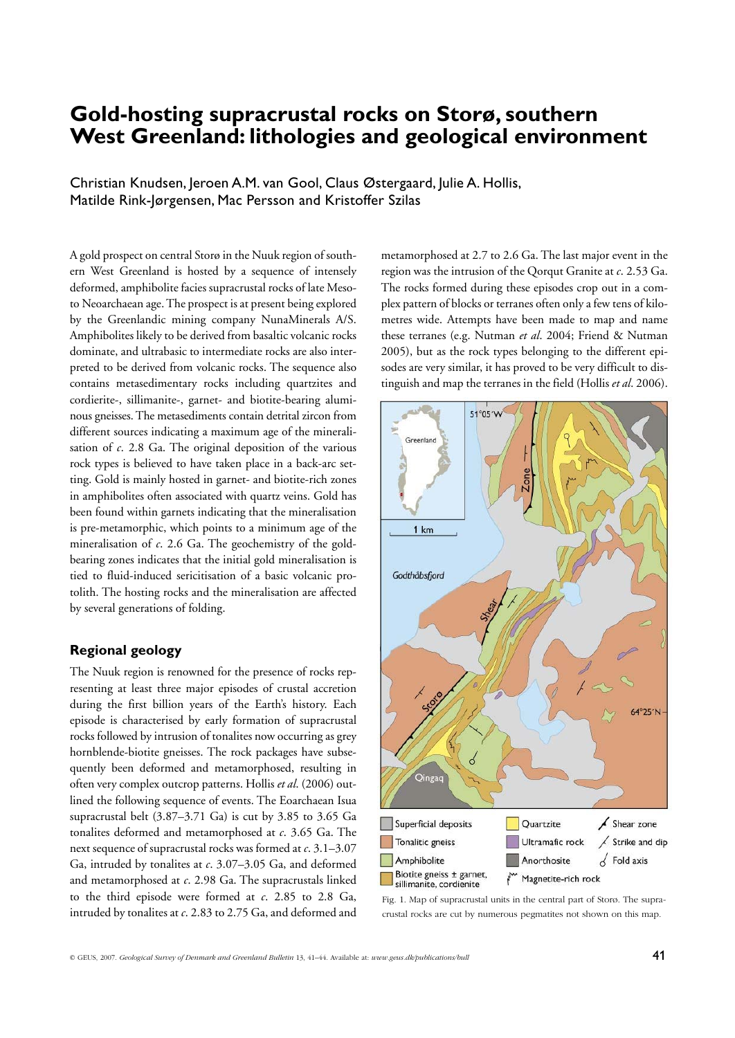# Gold-hosting supracrustal rocks on Storø, southern West Greenland: lithologies and geological environment

Christian Knudsen, Jeroen A.M. van Gool, Claus Østergaard, Julie A. Hollis, Matilde Rink-Jørgensen, Mac Persson and Kristoffer Szilas

A gold prospect on central Storø in the Nuuk region of southern West Greenland is hosted by a sequence of intensely deformed, amphibolite facies supracrustal rocks of late Meso- to Neoarchaean age. The prospect is at present being explored by the Greenlandic mining company NunaMinerals A/S. Amphibolites likely to be derived from basaltic volcanic rocks dominate, and ultrabasic to intermediate rocks are also interpreted to be derived from volcanic rocks. The sequence also contains metasedimentary rocks including quartzites and cordierite-, sillimanite-, garnet- and biotite-bearing aluminous gneisses. The metasediments contain detrital zircon from different sources indicating a maximum age of the mineralisation of *c.* 2.8 Ga. The original deposition of the various rock types is believed to have taken place in a back-arc setting. Gold is mainly hosted in garnet- and biotite-rich zones in amphibolites often associated with quartz veins. Gold has been found within garnets indicating that the mineralisation is pre-metamorphic, which points to a minimum age of the mineralisation of *c.* 2.6 Ga. The geochemistry of the gold-bearing zones indicates that the initial gold mineralisation is tied to fluid-induced sericitisation of a basic volcanic protolith. The hosting rocks and the mineralisation are affected by several generations of folding.

## Regional geology

The Nuuk region is renowned for the presence of rocks representing at least three major episodes of crustal accretion during the first billion years of the Earth's history. Each episode is characterised by early formation of supracrustal rocks followed by intrusion of tonalites now occurring as grey hornblende-biotite gneisses. The rock packages have subsequently been deformed and metamorphosed, resulting in often very complex outcrop patterns. Hollis *et al.* (2006) outlined the following sequence of events. The Eoarchaean Isua supracrustal belt (3.87–3.71 Ga) is cut by 3.85 to 3.65 Ga tonalites deformed and metamorphosed at *c.* 3.65 Ga. The next sequence of supracrustal rocks was formed at *c.* 3.1–3.07 Ga, intruded by tonalites at *c.* 3.07–3.05 Ga, and deformed and metamorphosed at *c.* 2.98 Ga. The supracrustals linked to the third episode were formed at *c.* 2.85 to 2.8 Ga, intruded by tonalites at *c.* 2.83 to 2.75 Ga, and deformed and metamorphosed at 2.7 to 2.6 Ga. The last major event in the region was the intrusion of the Qorqut Granite at *c.* 2.53 Ga. The rocks formed during these episodes crop out in a complex pattern of blocks or terranes often only a few tens of kilometres wide. Attempts have been made to map and name these terranes (e.g. Nutman *et al.* 2004; Friend & Nutman 2005), but as the rock types belonging to the different episodes are very similar, it has proved to be very difficult to distinguish and map the terranes in the field (Hollis *et al.* 2006).

Fig. 1. Map of supracrustal units in the central part of Storø. The supracrustal rocks are cut by numerous pegmatites not shown on this map.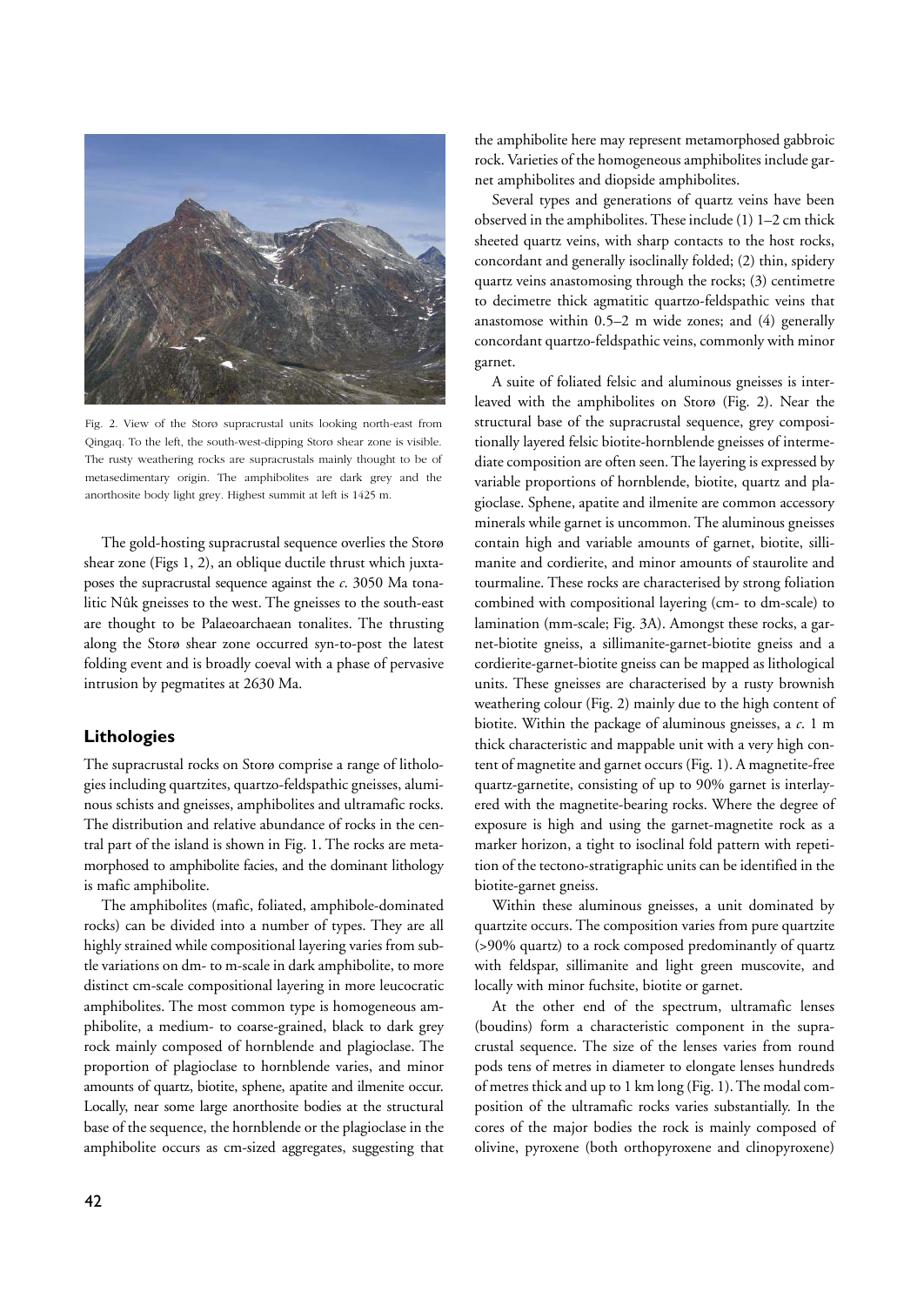Fig. 2. View of the Storø supracrustal units looking north-east from Qingaq. To the left, the south-west-dipping Storø shear zone is visible. The rusty weathering rocks are supracrustals mainly thought to be of metasedimentary origin. The amphibolites are dark grey and the anorthosite body light grey. Highest summit at left is 1425 m.

The gold-hosting supracrustal sequence overlies the Storø shear zone (Figs 1, 2), an oblique ductile thrust which juxtaposes the supracrustal sequence against the *c*. 3050 Ma tonalitic Nûk gneisses to the west. The gneisses to the south-east are thought to be Palaeoarchaean tonalites. The thrusting along the Storø shear zone occurred syn-to-post the latest folding event and is broadly coeval with a phase of pervasive intrusion by pegmatites at 2630 Ma.

## Lithologies

The supracrustal rocks on Storø comprise a range of lithologies including quartzites, quartzo-feldspathic gneisses, aluminous schists and gneisses, amphibolites and ultramafic rocks. The distribution and relative abundance of rocks in the central part of the island is shown in Fig. 1. The rocks are metamorphosed to amphibolite facies, and the dominant lithology is mafic amphibolite.

The amphibolites (mafic, foliated, amphibole-dominated rocks) can be divided into a number of types. They are all highly strained while compositional layering varies from subtle variations on dm- to m-scale in dark amphibolite, to more distinct cm-scale compositional layering in more leucocratic amphibolites. The most common type is homogeneous amphibolite, a medium- to coarse-grained, black to dark grey rock mainly composed of hornblende and plagioclase. The proportion of plagioclase to hornblende varies, and minor amounts of quartz, biotite, sphene, apatite and ilmenite occur. Locally, near some large anorthosite bodies at the structural base of the sequence, the hornblende or the plagioclase in the amphibolite occurs as cm-sized aggregates, suggesting that the amphibolite here may represent metamorphosed gabbroic rock. Varieties of the homogeneous amphibolites include garnet amphibolites and diopside amphibolites.

Several types and generations of quartz veins have been observed in the amphibolites. These include (1) 1–2 cm thick sheeted quartz veins, with sharp contacts to the host rocks, concordant and generally isoclinally folded; (2) thin, spidery quartz veins anastomosing through the rocks; (3) centimetre to decimetre thick agmatitic quartzo-feldspathic veins that anastomose within 0.5–2 m wide zones; and (4) generally concordant quartzo-feldspathic veins, commonly with minor garnet.

A suite of foliated felsic and aluminous gneisses is interleaved with the amphibolites on Storø (Fig. 2). Near the structural base of the supracrustal sequence, grey compositionally layered felsic biotite-hornblende gneisses of intermediate composition are often seen. The layering is expressed by variable proportions of hornblende, biotite, quartz and plagioclase. Sphene, apatite and ilmenite are common accessory minerals while garnet is uncommon. The aluminous gneisses contain high and variable amounts of garnet, biotite, sillimanite and cordierite, and minor amounts of staurolite and tourmaline. These rocks are characterised by strong foliation combined with compositional layering (cm- to dm-scale) to lamination (mm-scale; Fig. 3A). Amongst these rocks, a garnet-biotite gneiss, a sillimanite-garnet-biotite gneiss and a cordierite-garnet-biotite gneiss can be mapped as lithological units. These gneisses are characterised by a rusty brownish weathering colour (Fig. 2) mainly due to the high content of biotite. Within the package of aluminous gneisses, a *c*. 1 m thick characteristic and mappable unit with a very high content of magnetite and garnet occurs (Fig. 1). A magnetite-free quartz-garnetite, consisting of up to 90% garnet is interlayered with the magnetite-bearing rocks. Where the degree of exposure is high and using the garnet-magnetite rock as a marker horizon, a tight to isoclinal fold pattern with repetition of the tectono-stratigraphic units can be identified in the biotite-garnet gneiss.

Within these aluminous gneisses, a unit dominated by quartzite occurs. The composition varies from pure quartzite (>90% quartz) to a rock composed predominantly of quartz with feldspar, sillimanite and light green muscovite, and locally with minor fuchsite, biotite or garnet.

At the other end of the spectrum, ultramafic lenses (boudins) form a characteristic component in the supracrustal sequence. The size of the lenses varies from round pods tens of metres in diameter to elongate lenses hundreds of metres thick and up to 1 km long (Fig. 1). The modal composition of the ultramafic rocks varies substantially. In the cores of the major bodies the rock is mainly composed of olivine, pyroxene (both orthopyroxene and clinopyroxene)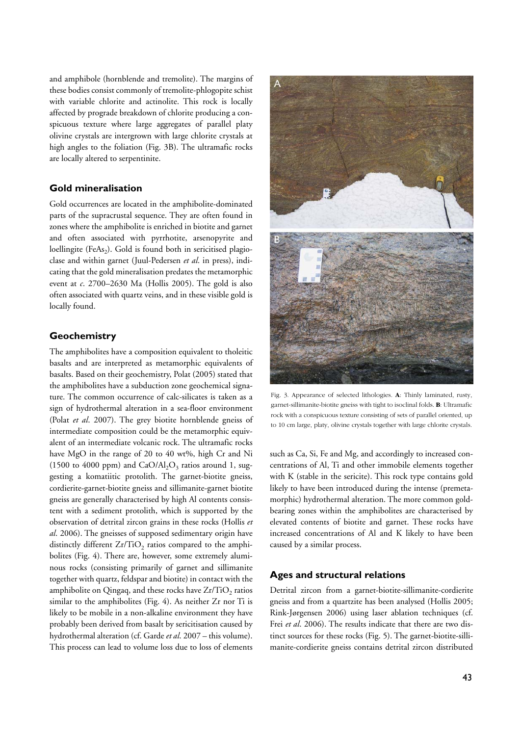and amphibole (hornblende and tremolite). The margins of these bodies consist commonly of tremolite-phlogopite schist with variable chlorite and actinolite. This rock is locally affected by prograde breakdown of chlorite producing a conspicuous texture where large aggregates of parallel platy olivine crystals are intergrown with large chlorite crystals at high angles to the foliation (Fig. 3B). The ultramafic rocks are locally altered to serpentinite.

## Gold mineralisation

Gold occurrences are located in the amphibolite-dominated parts of the supracrustal sequence. They are often found in zones where the amphibolite is enriched in biotite and garnet and often associated with pyrrhotite, arsenopyrite and loellingite ($FeAs_2$). Gold is found both in sericitised plagioclase and within garnet (Juul-Pedersen *et al*. in press), indicating that the gold mineralisation predates the metamorphic event at *c*. 2700–2630 Ma (Hollis 2005). The gold is also often associated with quartz veins, and in these visible gold is locally found.

## Geochemistry

The amphibolites have a composition equivalent to tholeitic basalts and are interpreted as metamorphic equivalents of basalts. Based on their geochemistry, Polat (2005) stated that the amphibolites have a subduction zone geochemical signature. The common occurrence of calc-silicates is taken as a sign of hydrothermal alteration in a sea-floor environment (Polat *et al*. 2007). The grey biotite hornblende gneiss of intermediate composition could be the metamorphic equivalent of an intermediate volcanic rock. The ultramafic rocks have MgO in the range of 20 to 40 wt%, high Cr and Ni (1500 to 4000 ppm) and $CaO/Al_2O_3$ ratios around 1, suggesting a komatiitic protolith. The garnet-biotite gneiss, cordierite-garnet-biotite gneiss and sillimanite-garnet biotite gneiss are generally characterised by high Al contents consistent with a sediment protolith, which is supported by the observation of detrital zircon grains in these rocks (Hollis *et al*. 2006). The gneisses of supposed sedimentary origin have distinctly different $Zr/TiO_2$ ratios compared to the amphibolites (Fig. 4). There are, however, some extremely aluminous rocks (consisting primarily of garnet and sillimanite together with quartz, feldspar and biotite) in contact with the amphibolite on Qingaq, and these rocks have $Zr/TiO_2$ ratios similar to the amphibolites (Fig. 4). As neither Zr nor Ti is likely to be mobile in a non-alkaline environment they have probably been derived from basalt by sericitisation caused by hydrothermal alteration (cf. Garde *et al*. 2007 – this volume). This process can lead to volume loss due to loss of elements such as Ca, Si, Fe and Mg, and accordingly to increased concentrations of Al, Ti and other immobile elements together with K (stable in the sericite). This rock type contains gold likely to have been introduced during the intense (premetamorphic) hydrothermal alteration. The more common gold-bearing zones within the amphibolites are characterised by elevated contents of biotite and garnet. These rocks have increased concentrations of Al and K likely to have been caused by a similar process.

Fig. 3. Appearance of selected lithologies. **A**: Thinly laminated, rusty, garnet-sillimanite-biotite gneiss with tight to isoclinal folds. **B**: Ultramafic rock with a conspicuous texture consisting of sets of parallel oriented, up to 10 cm large, platy, olivine crystals together with large chlorite crystals.

## Ages and structural relations

Detrital zircon from a garnet-biotite-sillimanite-cordierite gneiss and from a quartzite has been analysed (Hollis 2005; Rink-Jørgensen 2006) using laser ablation techniques (cf. Frei *et al*. 2006). The results indicate that there are two distinct sources for these rocks (Fig. 5). The garnet-biotite-sillimanite-cordierite gneiss contains detrital zircon distributed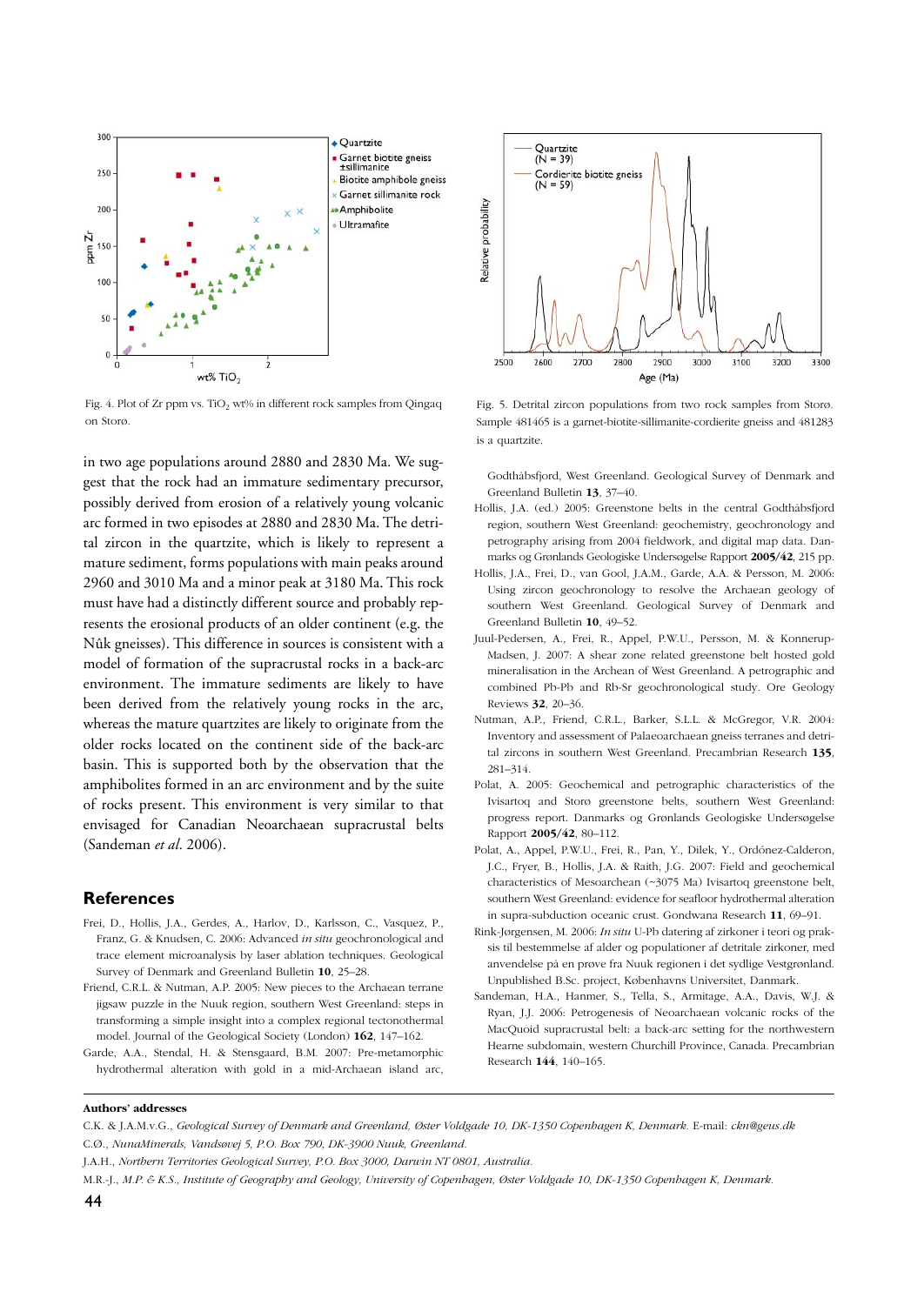300
250
200
150
100
50
0
ppm Zr
0
1
2
wt% $TiO_2$

Quartzite
Garnet biotite gneiss ±sillimanite
Biotite amphibole gneiss
Garnet sillimanite rock
Amphibolite
Ultramafite

Fig. 4. Plot of Zr ppm vs. $TiO_2$ wt% in different rock samples from Qingaq on Storø.

Quartzite (N = 39)
Cordierite biotite gneiss (N = 59)
Relative probability
2500 2600 2700 2800 2900 3000 3100 3200 3300
Age (Ma)

Fig. 5. Detrital zircon populations from two rock samples from Storø. Sample 481465 is a garnet-biotite-sillimanite-cordierite gneiss and 481283 is a quartzite.

in two age populations around 2880 and 2830 Ma. We suggest that the rock had an immature sedimentary precursor, possibly derived from erosion of a relatively young volcanic arc formed in two episodes at 2880 and 2830 Ma. The detrital zircon in the quartzite, which is likely to represent a mature sediment, forms populations with main peaks around 2960 and 3010 Ma and a minor peak at 3180 Ma. This rock must have had a distinctly different source and probably represents the erosional products of an older continent (e.g. the Nûk gneisses). This difference in sources is consistent with a model of formation of the supracrustal rocks in a back-arc environment. The immature sediments are likely to have been derived from the relatively young rocks in the arc, whereas the mature quartzites are likely to originate from the older rocks located on the continent side of the back-arc basin. This is supported both by the observation that the amphibolites formed in an arc environment and by the suite of rocks present. This environment is very similar to that envisaged for Canadian Neoarchaean supracrustal belts (Sandeman *et al*. 2006).

## References

Frei, D., Hollis, J.A., Gerdes, A., Harlov, D., Karlsson, C., Vasquez, P., Franz, G. & Knudsen, C. 2006: Advanced *in situ* geochronological and trace element microanalysis by laser ablation techniques. Geological Survey of Denmark and Greenland Bulletin **10**, 25–28.

Friend, C.R.L. & Nutman, A.P. 2005: New pieces to the Archaean terrane jigsaw puzzle in the Nuuk region, southern West Greenland: steps in transforming a simple insight into a complex regional tectonothermal model. Journal of the Geological Society (London) **162**, 147–162.

Garde, A.A., Stendal, H. & Stensgaard, B.M. 2007: Pre-metamorphic hydrothermal alteration with gold in a mid-Archaean island arc, Godthåbsfjord, West Greenland. Geological Survey of Denmark and Greenland Bulletin **13**, 37–40.

Hollis, J.A. (ed.) 2005: Greenstone belts in the central Godthåbsfjord region, southern West Greenland: geochemistry, geochronology and petrography arising from 2004 fieldwork, and digital map data. Danmarks og Grønlands Geologiske Undersøgelse Rapport **2005/42**, 215 pp.

Hollis, J.A., Frei, D., van Gool, J.A.M., Garde, A.A. & Persson, M. 2006: Using zircon geochronology to resolve the Archaean geology of southern West Greenland. Geological Survey of Denmark and Greenland Bulletin **10**, 49–52.

Juul-Pedersen, A., Frei, R., Appel, P.W.U., Persson, M. & Konnerup-Madsen, J. 2007: A shear zone related greenstone belt hosted gold mineralisation in the Archean of West Greenland. A petrographic and combined Pb-Pb and Rb-Sr geochronological study. Ore Geology Reviews **32**, 20–36.

Nutman, A.P., Friend, C.R.L., Barker, S.L.L. & McGregor, V.R. 2004: Inventory and assessment of Palaeoarchaean gneiss terranes and detrital zircons in southern West Greenland. Precambrian Research **135**, 281–314.

Polat, A. 2005: Geochemical and petrographic characteristics of the Ivisartoq and Storø greenstone belts, southern West Greenland: progress report. Danmarks og Grønlands Geologiske Undersøgelse Rapport **2005/42**, 80–112.

Polat, A., Appel, P.W.U., Frei, R., Pan, Y., Dilek, Y., Ordónez-Calderon, J.C., Fryer, B., Hollis, J.A. & Raith, J.G. 2007: Field and geochemical characteristics of Mesoarchean (~3075 Ma) Ivisartoq greenstone belt, southern West Greenland: evidence for seafloor hydrothermal alteration in supra-subduction oceanic crust. Gondwana Research **11**, 69–91.

Rink-Jørgensen, M. 2006: *In situ* U-Pb datering af zirkoner i teori og praksis til bestemmelse af alder og populationer af detritale zirkoner, med anvendelse på en prøve fra Nuuk regionen i det sydlige Vestgrønland. Unpublished B.Sc. project, Københavns Universitet, Danmark.

Sandeman, H.A., Hanmer, S., Tella, S., Armitage, A.A., Davis, W.J. & Ryan, J.J. 2006: Petrogenesis of Neoarchaean volcanic rocks of the MacQuoid supracrustal belt: a back-arc setting for the northwestern Hearne subdomain, western Churchill Province, Canada. Precambrian Research **144**, 140–165.

**Authors' addresses**

C.K. & J.A.M.v.G., *Geological Survey of Denmark and Greenland, Øster Voldgade 10, DK-1350 Copenhagen K, Denmark.* E-mail: *ckn@geus.dk*

C.Ø., *NunaMinerals, Vandsøvej 5, P.O. Box 790, DK-3900 Nuuk, Greenland.*

J.A.H., *Northern Territories Geological Survey, P.O. Box 3000, Darwin NT 0801, Australia.*

M.R.-J., *M.P. & K.S., Institute of Geography and Geology, University of Copenhagen, Øster Voldgade 10, DK-1350 Copenhagen K, Denmark.*